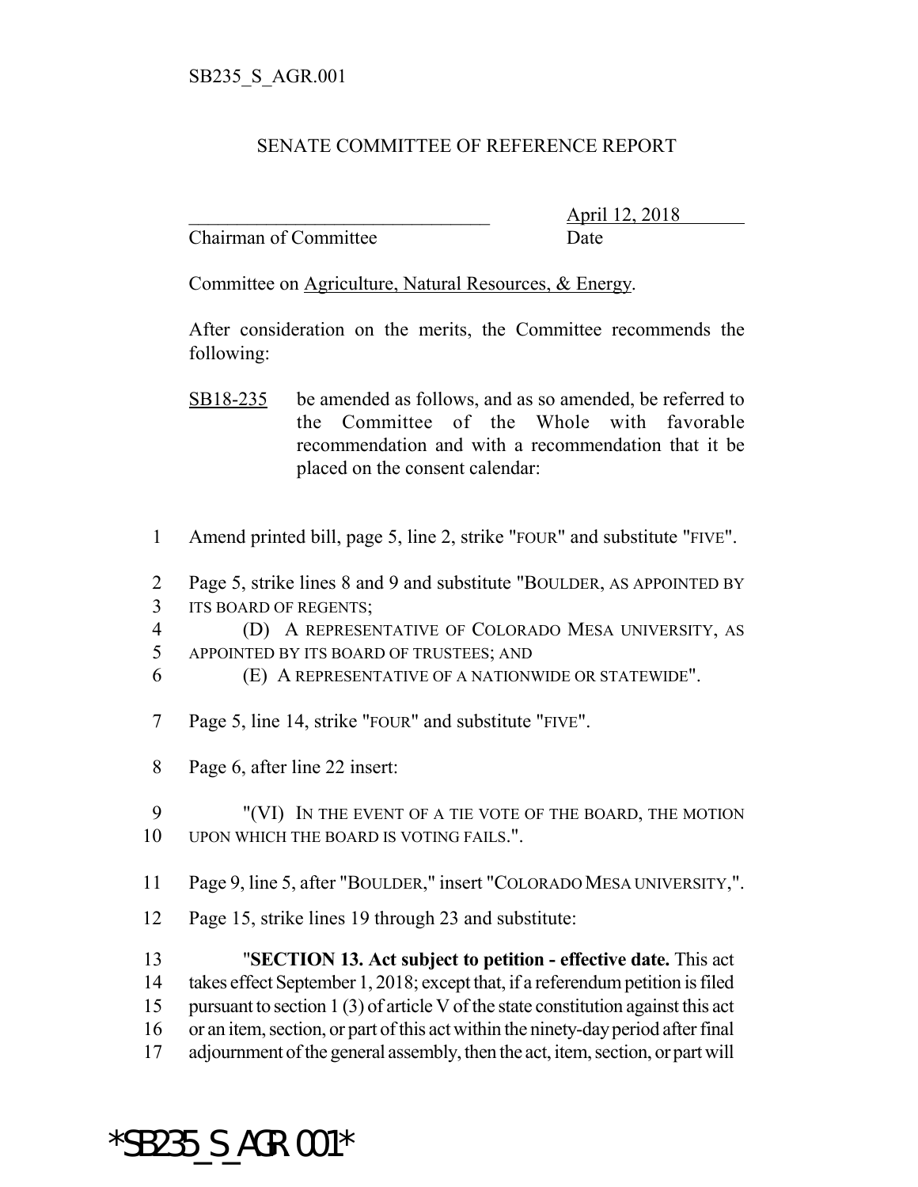SB235_S_AGR.001

SENATE COMMITTEE OF REFERENCE REPORT

_______________________________ April 12, 2018
Chairman of Committee Date

Committee on Agriculture, Natural Resources, & Energy.

After consideration on the merits, the Committee recommends the following:

SB18-235 be amended as follows, and as so amended, be referred to the Committee of the Whole with favorable recommendation and with a recommendation that it be placed on the consent calendar:

1 Amend printed bill, page 5, line 2, strike "FOUR" and substitute "FIVE".

2 Page 5, strike lines 8 and 9 and substitute "BOULDER, AS APPOINTED BY
3 ITS BOARD OF REGENTS;
4 (D) A REPRESENTATIVE OF COLORADO MESA UNIVERSITY, AS
5 APPOINTED BY ITS BOARD OF TRUSTEES; AND
6 (E) A REPRESENTATIVE OF A NATIONWIDE OR STATEWIDE".

7 Page 5, line 14, strike "FOUR" and substitute "FIVE".

8 Page 6, after line 22 insert:

9 "(VI) IN THE EVENT OF A TIE VOTE OF THE BOARD, THE MOTION
10 UPON WHICH THE BOARD IS VOTING FAILS.".

11 Page 9, line 5, after "BOULDER," insert "COLORADO MESA UNIVERSITY,".

12 Page 15, strike lines 19 through 23 and substitute:

13 "**SECTION 13. Act subject to petition - effective date.** This act
14 takes effect September 1, 2018; except that, if a referendum petition is filed
15 pursuant to section 1 (3) of article V of the state constitution against this act
16 or an item, section, or part of this act within the ninety-day period after final
17 adjournment of the general assembly, then the act, item, section, or part will

*SB235_S_AGR.001*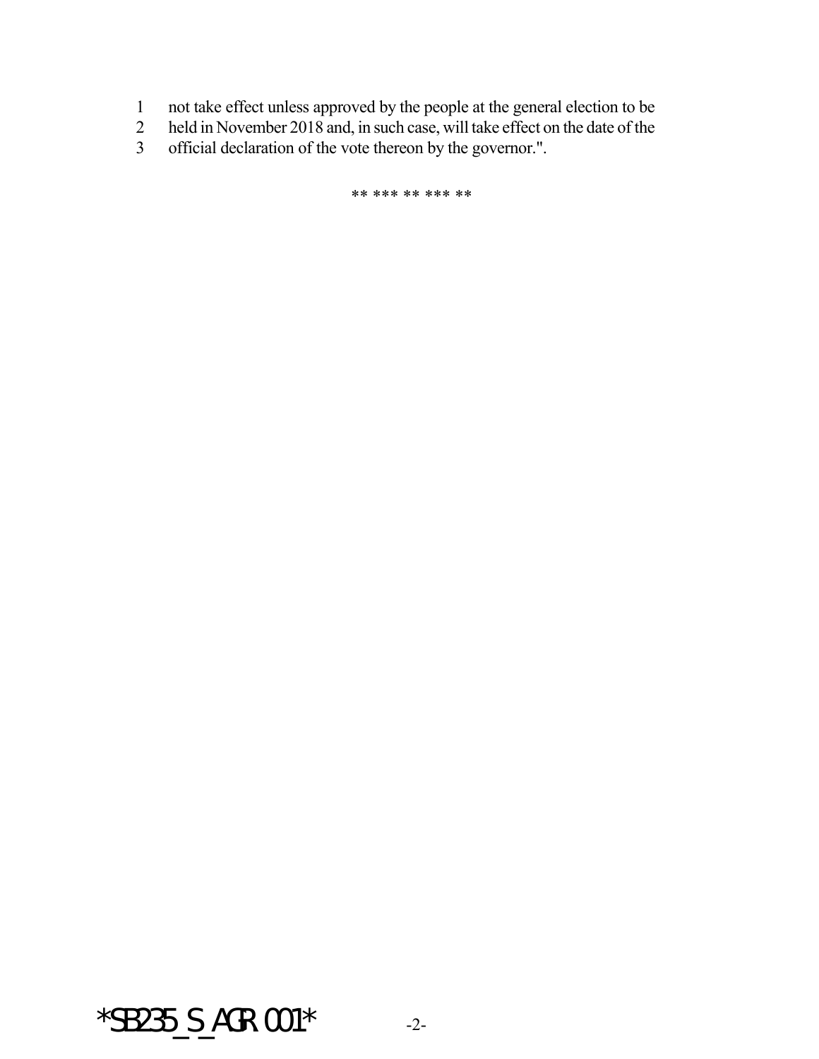1 not take effect unless approved by the people at the general election to be
2 held in November 2018 and, in such case, will take effect on the date of the
3 official declaration of the vote thereon by the governor.".

** *** ** *** **

*SB235_S_AGR 001*